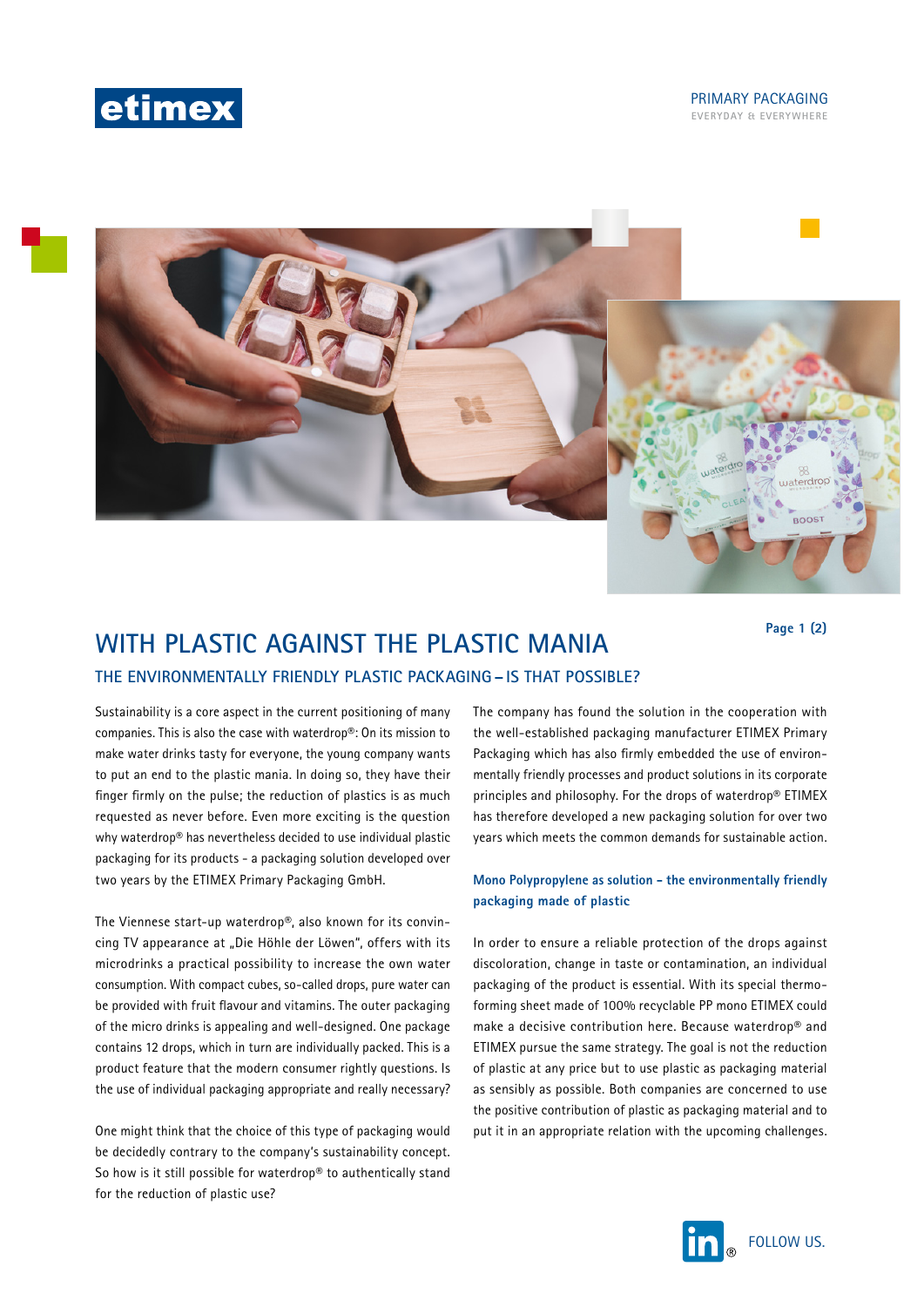# WITH PLASTIC AGAINST THE PLASTIC MANIA

## THE ENVIRONMENTALLY FRIENDLY PLASTIC PACKAGING – IS THAT POSSIBLE?

Sustainability is a core aspect in the current positioning of many companies. This is also the case with waterdrop®: On its mission to make water drinks tasty for everyone, the young company wants to put an end to the plastic mania. In doing so, they have their finger firmly on the pulse; the reduction of plastics is as much requested as never before. Even more exciting is the question why waterdrop® has nevertheless decided to use individual plastic packaging for its products - a packaging solution developed over two years by the ETIMEX Primary Packaging GmbH.

The Viennese start-up waterdrop®, also known for its convincing TV appearance at „Die Höhle der Löwen", offers with its microdrinks a practical possibility to increase the own water consumption. With compact cubes, so-called drops, pure water can be provided with fruit flavour and vitamins. The outer packaging of the micro drinks is appealing and well-designed. One package contains 12 drops, which in turn are individually packed. This is a product feature that the modern consumer rightly questions. Is the use of individual packaging appropriate and really necessary?

One might think that the choice of this type of packaging would be decidedly contrary to the company's sustainability concept. So how is it still possible for waterdrop® to authentically stand for the reduction of plastic use?

The company has found the solution in the cooperation with the well-established packaging manufacturer ETIMEX Primary Packaging which has also firmly embedded the use of environmentally friendly processes and product solutions in its corporate principles and philosophy. For the drops of waterdrop® ETIMEX has therefore developed a new packaging solution for over two years which meets the common demands for sustainable action.

### Mono Polypropylene as solution – the environmentally friendly packaging made of plastic

In order to ensure a reliable protection of the drops against discoloration, change in taste or contamination, an individual packaging of the product is essential. With its special thermoforming sheet made of 100% recyclable PP mono ETIMEX could make a decisive contribution here. Because waterdrop® and ETIMEX pursue the same strategy. The goal is not the reduction of plastic at any price but to use plastic as packaging material as sensibly as possible. Both companies are concerned to use the positive contribution of plastic as packaging material and to put it in an appropriate relation with the upcoming challenges.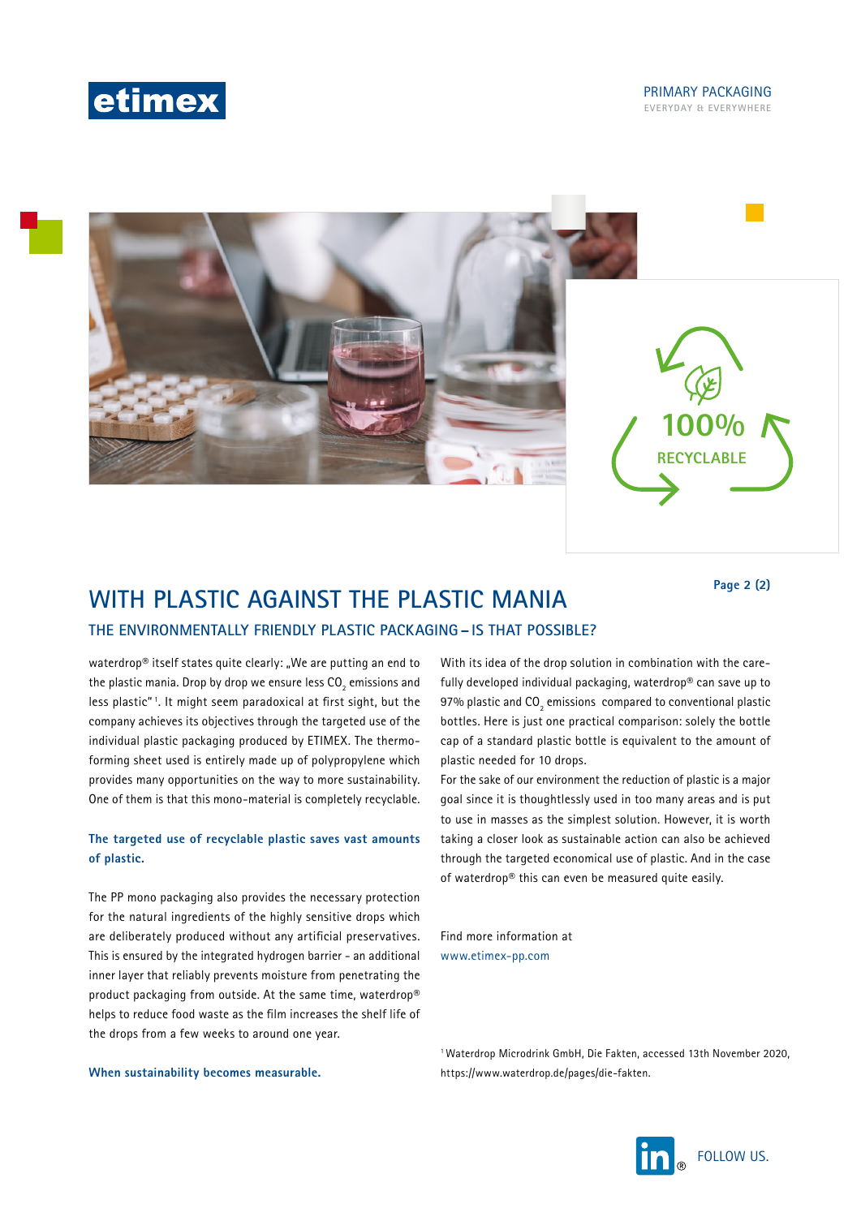# WITH PLASTIC AGAINST THE PLASTIC MANIA

## THE ENVIRONMENTALLY FRIENDLY PLASTIC PACKAGING – IS THAT POSSIBLE?

waterdrop® itself states quite clearly: „We are putting an end to the plastic mania. Drop by drop we ensure less $CO_2$ emissions and less plastic"[1]. It might seem paradoxical at first sight, but the company achieves its objectives through the targeted use of the individual plastic packaging produced by ETIMEX. The thermoforming sheet used is entirely made up of polypropylene which provides many opportunities on the way to more sustainability. One of them is that this mono-material is completely recyclable.

**The targeted use of recyclable plastic saves vast amounts of plastic.**

The PP mono packaging also provides the necessary protection for the natural ingredients of the highly sensitive drops which are deliberately produced without any artificial preservatives. This is ensured by the integrated hydrogen barrier - an additional inner layer that reliably prevents moisture from penetrating the product packaging from outside. At the same time, waterdrop® helps to reduce food waste as the film increases the shelf life of the drops from a few weeks to around one year.

**When sustainability becomes measurable.**

With its idea of the drop solution in combination with the carefully developed individual packaging, waterdrop® can save up to 97% plastic and $CO_2$ emissions compared to conventional plastic bottles. Here is just one practical comparison: solely the bottle cap of a standard plastic bottle is equivalent to the amount of plastic needed for 10 drops.

For the sake of our environment the reduction of plastic is a major goal since it is thoughtlessly used in too many areas and is put to use in masses as the simplest solution. However, it is worth taking a closer look as sustainable action can also be achieved through the targeted economical use of plastic. And in the case of waterdrop® this can even be measured quite easily.

Find more information at
www.etimex-pp.com

[1] Waterdrop Microdrink GmbH, Die Fakten, accessed 13th November 2020, https://www.waterdrop.de/pages/die-fakten.

FOLLOW US.